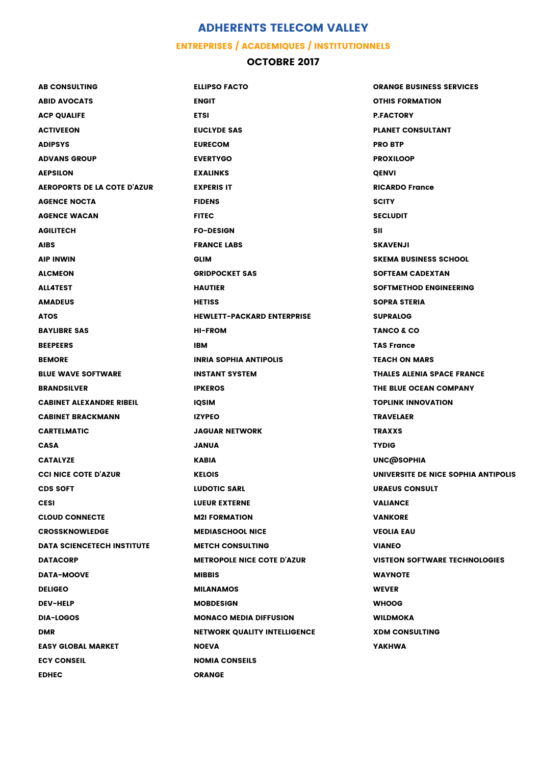# ADHERENTS TELECOM VALLEY

## ENTREPRISES / ACADEMIQUES / INSTITUTIONNELS

### OCTOBRE 2017

**AB CONSULTING**
**ABID AVOCATS**
**ACP QUALIFE**
**ACTIVEEON**
**ADIPSYS**
**ADVANS GROUP**
**AEPSILON**
**AEROPORTS DE LA COTE D'AZUR**
**AGENCE NOCTA**
**AGENCE WACAN**
**AGILITECH**
**AIBS**
**AIP INWIN**
**ALCMEON**
**ALL4TEST**
**AMADEUS**
**ATOS**
**BAYLIBRE SAS**
**BEEPEERS**
**BEMORE**
**BLUE WAVE SOFTWARE**
**BRANDSILVER**
**CABINET ALEXANDRE RIBEIL**
**CABINET BRACKMANN**
**CARTELMATIC**
**CASA**
**CATALYZE**
**CCI NICE COTE D'AZUR**
**CDS SOFT**
**CESI**
**CLOUD CONNECTE**
**CROSSKNOWLEDGE**
**DATA SCIENCETECH INSTITUTE**
**DATACORP**
**DATA-MOOVE**
**DELIGEO**
**DEV-HELP**
**DIA-LOGOS**
**DMR**
**EASY GLOBAL MARKET**
**ECY CONSEIL**
**EDHEC**
**ELLIPSO FACTO**
**ENGIT**
**ETSI**
**EUCLYDE SAS**
**EURECOM**
**EVERTYGO**
**EXALINKS**
**EXPERIS IT**
**FIDENS**
**FITEC**
**FO-DESIGN**
**FRANCE LABS**
**GLIM**
**GRIDPOCKET SAS**
**HAUTIER**
**HETISS**
**HEWLETT-PACKARD ENTERPRISE**
**HI-FROM**
**IBM**
**INRIA SOPHIA ANTIPOLIS**
**INSTANT SYSTEM**
**IPKEROS**
**IQSIM**
**IZYPEO**
**JAGUAR NETWORK**
**JANUA**
**KABIA**
**KELOIS**
**LUDOTIC SARL**
**LUEUR EXTERNE**
**M2I FORMATION**
**MEDIASCHOOL NICE**
**METCH CONSULTING**
**METROPOLE NICE COTE D'AZUR**
**MIBBIS**
**MILANAMOS**
**MOBDESIGN**
**MONACO MEDIA DIFFUSION**
**NETWORK QUALITY INTELLIGENCE**
**NOEVA**
**NOMIA CONSEILS**
**ORANGE**
**ORANGE BUSINESS SERVICES**
**OTHIS FORMATION**
**P.FACTORY**
**PLANET CONSULTANT**
**PRO BTP**
**PROXILOOP**
**QENVI**
**RICARDO France**
**SCITY**
**SECLUDIT**
**SII**
**SKAVENJI**
**SKEMA BUSINESS SCHOOL**
**SOFTEAM CADEXTAN**
**SOFTMETHOD ENGINEERING**
**SOPRA STERIA**
**SUPRALOG**
**TANCO & CO**
**TAS France**
**TEACH ON MARS**
**THALES ALENIA SPACE FRANCE**
**THE BLUE OCEAN COMPANY**
**TOPLINK INNOVATION**
**TRAVELAER**
**TRAXXS**
**TYDIG**
**UNC@SOPHIA**
**UNIVERSITE DE NICE SOPHIA ANTIPOLIS**
**URAEUS CONSULT**
**VALIANCE**
**VANKORE**
**VEOLIA EAU**
**VIANEO**
**VISTEON SOFTWARE TECHNOLOGIES**
**WAYNOTE**
**WEVER**
**WHOOG**
**WILDMOKA**
**XDM CONSULTING**
**YAKHWA**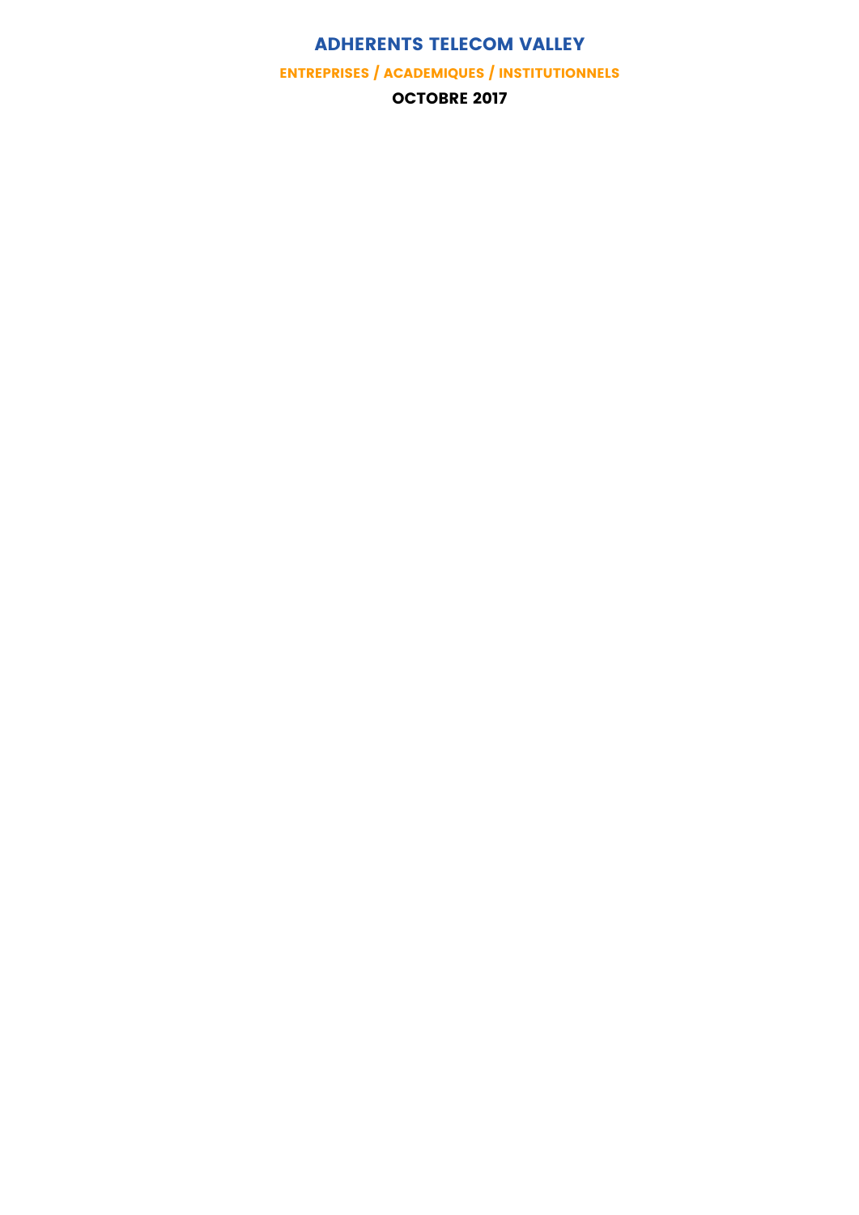# ADHERENTS TELECOM VALLEY

## ENTREPRISES / ACADEMIQUES / INSTITUTIONNELS

**OCTOBRE 2017**